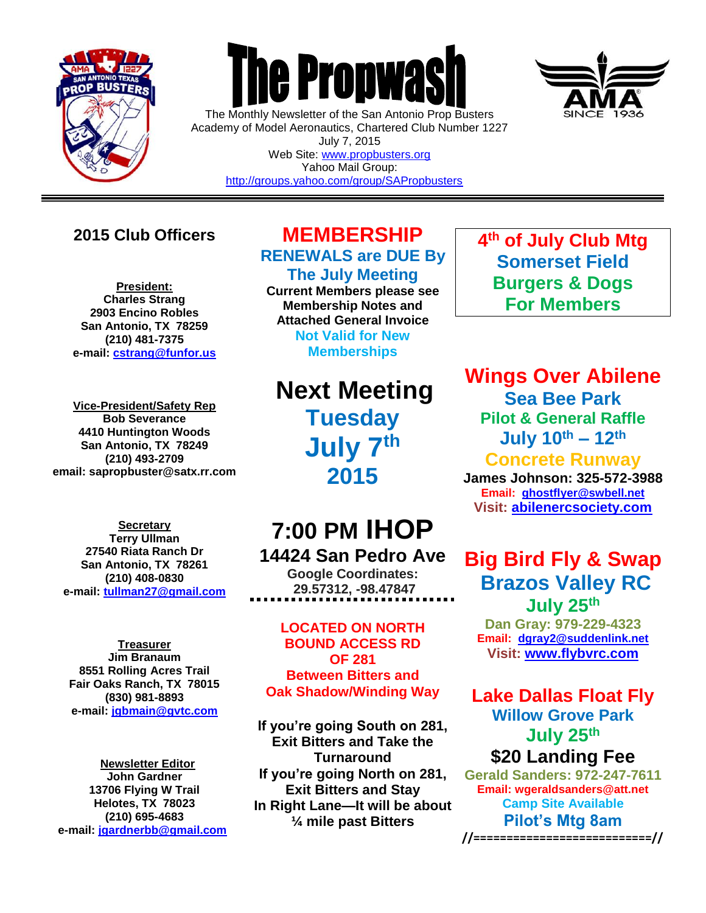# The Propwash

The Monthly Newsletter of the San Antonio Prop Busters
Academy of Model Aeronautics, Chartered Club Number 1227
July 7, 2015
Web Site: www.propbusters.org
Yahoo Mail Group:
http://groups.yahoo.com/group/SAPropbusters

---

## 2015 Club Officers

**President:**
**Charles Strang**
**2903 Encino Robles**
**San Antonio, TX 78259**
**(210) 481-7375**
**e-mail: cstrang@funfor.us**

**Vice-President/Safety Rep**
**Bob Severance**
**4410 Huntington Woods**
**San Antonio, TX 78249**
**(210) 493-2709**
**email: sapropbuster@satx.rr.com**

**Secretary**
**Terry Ullman**
**27540 Riata Ranch Dr**
**San Antonio, TX 78261**
**(210) 408-0830**
**e-mail: tullman27@gmail.com**

**Treasurer**
**Jim Branaum**
**8551 Rolling Acres Trail**
**Fair Oaks Ranch, TX 78015**
**(830) 981-8893**
**e-mail: jgbmain@gvtc.com**

**Newsletter Editor**
**John Gardner**
**13706 Flying W Trail**
**Helotes, TX 78023**
**(210) 695-4683**
**e-mail: jgardnerbb@gmail.com**

## MEMBERSHIP

**RENEWALS are DUE By The July Meeting**

**Current Members please see Membership Notes and Attached General Invoice**

**Not Valid for New Memberships**

## Next Meeting

**Tuesday**
**July 7th**
**2015**

## 7:00 PM IHOP

**14424 San Pedro Ave**
**Google Coordinates:**
**29.57312, -98.47847**

**LOCATED ON NORTH BOUND ACCESS RD OF 281**
**Between Bitters and Oak Shadow/Winding Way**

**If you're going South on 281, Exit Bitters and Take the Turnaround**
**If you're going North on 281, Exit Bitters and Stay In Right Lane—It will be about ¼ mile past Bitters**

**4th of July Club Mtg**
**Somerset Field**
**Burgers & Dogs**
**For Members**

## Wings Over Abilene

**Sea Bee Park**
**Pilot & General Raffle**
**July 10th – 12th**
**Concrete Runway**
**James Johnson: 325-572-3988**
**Email: ghostflyer@swbell.net**
**Visit: abilenercsociety.com**

## Big Bird Fly & Swap

**Brazos Valley RC**
**July 25th**
**Dan Gray: 979-229-4323**
**Email: dgray2@suddenlink.net**
**Visit: www.flybvrc.com**

## Lake Dallas Float Fly

**Willow Grove Park**
**July 25th**
**$20 Landing Fee**
**Gerald Sanders: 972-247-7611**
**Email: wgeraldsanders@att.net**
**Camp Site Available**
**Pilot's Mtg 8am**

//==========================//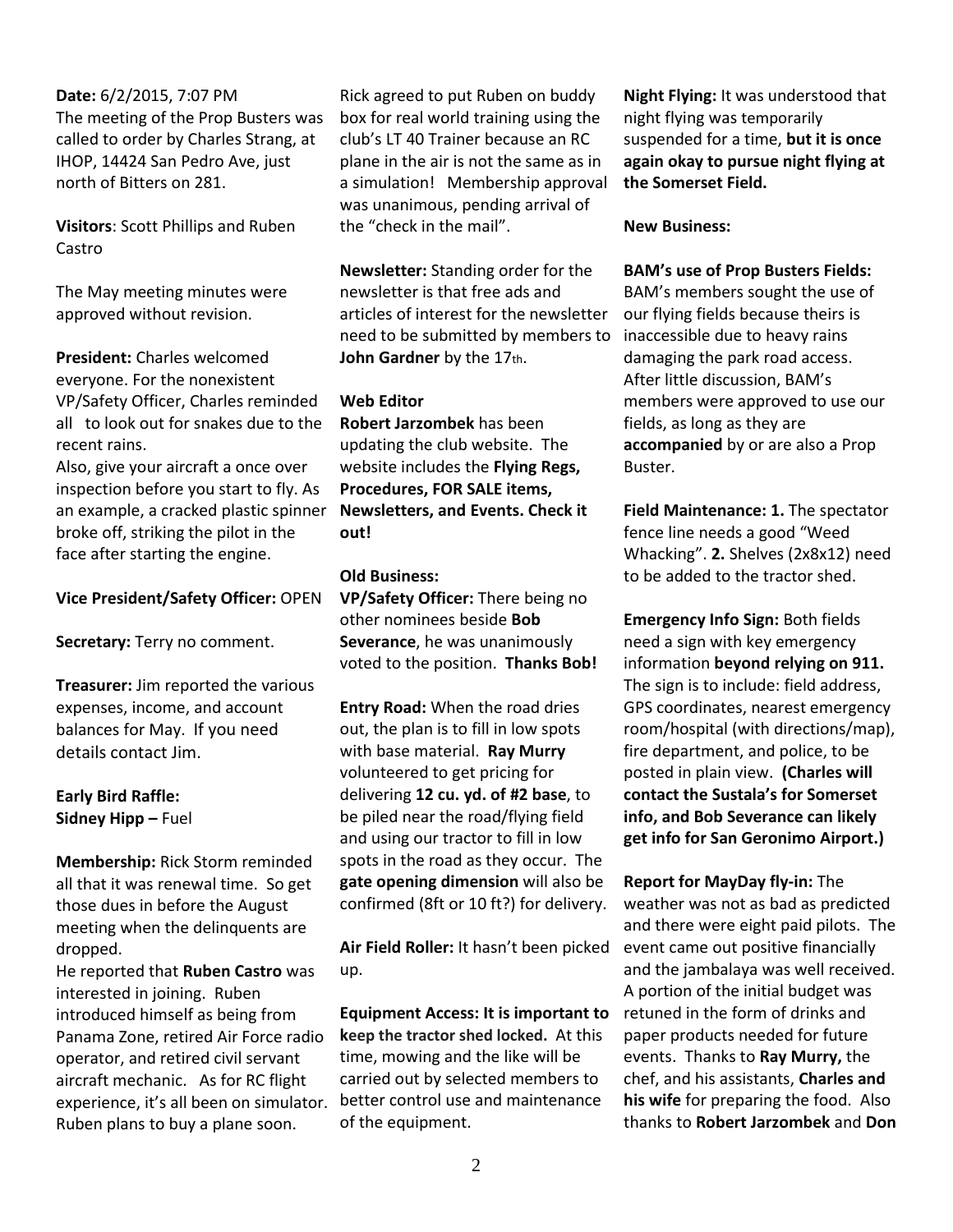**Date:** 6/2/2015, 7:07 PM
The meeting of the Prop Busters was called to order by Charles Strang, at IHOP, 14424 San Pedro Ave, just north of Bitters on 281.

**Visitors**: Scott Phillips and Ruben Castro

The May meeting minutes were approved without revision.

**President:** Charles welcomed everyone. For the nonexistent VP/Safety Officer, Charles reminded all to look out for snakes due to the recent rains.
Also, give your aircraft a once over inspection before you start to fly. As an example, a cracked plastic spinner broke off, striking the pilot in the face after starting the engine.

**Vice President/Safety Officer:** OPEN

**Secretary:** Terry no comment.

**Treasurer:** Jim reported the various expenses, income, and account balances for May. If you need details contact Jim.

**Early Bird Raffle:**
**Sidney Hipp –** Fuel

**Membership:** Rick Storm reminded all that it was renewal time. So get those dues in before the August meeting when the delinquents are dropped.
He reported that **Ruben Castro** was interested in joining. Ruben introduced himself as being from Panama Zone, retired Air Force radio operator, and retired civil servant aircraft mechanic. As for RC flight experience, it's all been on simulator. Ruben plans to buy a plane soon. Rick agreed to put Ruben on buddy box for real world training using the club's LT 40 Trainer because an RC plane in the air is not the same as in a simulation! Membership approval was unanimous, pending arrival of the "check in the mail".

**Newsletter:** Standing order for the newsletter is that free ads and articles of interest for the newsletter need to be submitted by members to **John Gardner** by the 17th.

**Web Editor**
**Robert Jarzombek** has been updating the club website. The website includes the **Flying Regs, Procedures, FOR SALE items, Newsletters, and Events. Check it out!**

**Old Business:**
**VP/Safety Officer:** There being no other nominees beside **Bob Severance**, he was unanimously voted to the position. **Thanks Bob!**

**Entry Road:** When the road dries out, the plan is to fill in low spots with base material. **Ray Murry** volunteered to get pricing for delivering **12 cu. yd. of #2 base**, to be piled near the road/flying field and using our tractor to fill in low spots in the road as they occur. The **gate opening dimension** will also be confirmed (8ft or 10 ft?) for delivery.

**Air Field Roller:** It hasn't been picked up.

**Equipment Access: It is important to keep the tractor shed locked.** At this time, mowing and the like will be carried out by selected members to better control use and maintenance of the equipment.

**Night Flying:** It was understood that night flying was temporarily suspended for a time, **but it is once again okay to pursue night flying at the Somerset Field.**

**New Business:**

**BAM's use of Prop Busters Fields:** BAM's members sought the use of our flying fields because theirs is inaccessible due to heavy rains damaging the park road access. After little discussion, BAM's members were approved to use our fields, as long as they are **accompanied** by or are also a Prop Buster.

**Field Maintenance: 1.** The spectator fence line needs a good "Weed Whacking". **2.** Shelves (2x8x12) need to be added to the tractor shed.

**Emergency Info Sign:** Both fields need a sign with key emergency information **beyond relying on 911.** The sign is to include: field address, GPS coordinates, nearest emergency room/hospital (with directions/map), fire department, and police, to be posted in plain view. **(Charles will contact the Sustala's for Somerset info, and Bob Severance can likely get info for San Geronimo Airport.)**

**Report for MayDay fly-in:** The weather was not as bad as predicted and there were eight paid pilots. The event came out positive financially and the jambalaya was well received. A portion of the initial budget was retuned in the form of drinks and paper products needed for future events. Thanks to **Ray Murry,** the chef, and his assistants, **Charles and his wife** for preparing the food. Also thanks to **Robert Jarzombek** and **Don**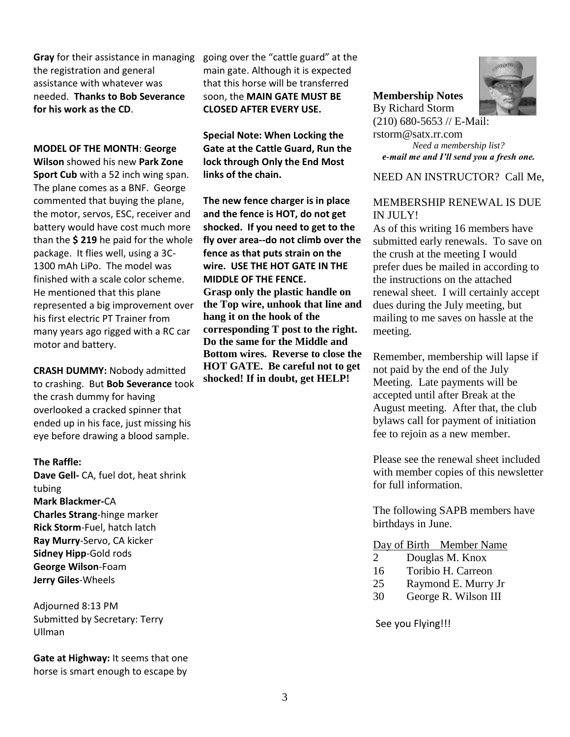**Gray** for their assistance in managing the registration and general assistance with whatever was needed. **Thanks to Bob Severance for his work as the CD**.

**MODEL OF THE MONTH**: **George Wilson** showed his new **Park Zone Sport Cub** with a 52 inch wing span. The plane comes as a BNF. George commented that buying the plane, the motor, servos, ESC, receiver and battery would have cost much more than the **$ 219** he paid for the whole package. It flies well, using a 3C-1300 mAh LiPo. The model was finished with a scale color scheme. He mentioned that this plane represented a big improvement over his first electric PT Trainer from many years ago rigged with a RC car motor and battery.

**CRASH DUMMY:** Nobody admitted to crashing. But **Bob Severance** took the crash dummy for having overlooked a cracked spinner that ended up in his face, just missing his eye before drawing a blood sample.

**The Raffle:**

**Dave Gell-** CA, fuel dot, heat shrink tubing
**Mark Blackmer-**CA
**Charles Strang**-hinge marker
**Rick Storm**-Fuel, hatch latch
**Ray Murry**-Servo, CA kicker
**Sidney Hipp**-Gold rods
**George Wilson**-Foam
**Jerry Giles**-Wheels

Adjourned 8:13 PM
Submitted by Secretary: Terry Ullman

**Gate at Highway:** It seems that one horse is smart enough to escape by going over the "cattle guard" at the main gate. Although it is expected that this horse will be transferred soon, the **MAIN GATE MUST BE CLOSED AFTER EVERY USE.**

**Special Note: When Locking the Gate at the Cattle Guard, Run the lock through Only the End Most links of the chain.**

**The new fence charger is in place and the fence is HOT, do not get shocked. If you need to get to the fly over area--do not climb over the fence as that puts strain on the wire. USE THE HOT GATE IN THE MIDDLE OF THE FENCE.**
**Grasp only the plastic handle on the Top wire, unhook that line and hang it on the hook of the corresponding T post to the right. Do the same for the Middle and Bottom wires. Reverse to close the HOT GATE. Be careful not to get shocked! If in doubt, get HELP!**

**Membership Notes**
By Richard Storm
(210) 680-5653 // E-Mail: rstorm@satx.rr.com

***Need a membership list? e-mail me and I'll send you a fresh one.***

NEED AN INSTRUCTOR? Call Me,

MEMBERSHIP RENEWAL IS DUE IN JULY!

As of this writing 16 members have submitted early renewals. To save on the crush at the meeting I would prefer dues be mailed in according to the instructions on the attached renewal sheet. I will certainly accept dues during the July meeting, but mailing to me saves on hassle at the meeting.

Remember, membership will lapse if not paid by the end of the July Meeting. Late payments will be accepted until after Break at the August meeting. After that, the club bylaws call for payment of initiation fee to rejoin as a new member.

Please see the renewal sheet included with member copies of this newsletter for full information.

The following SAPB members have birthdays in June.

| Day of Birth | Member Name |
|---|---|
| 2 | Douglas M. Knox |
| 16 | Toribio H. Carreon |
| 25 | Raymond E. Murry Jr |
| 30 | George R. Wilson III |

See you Flying!!!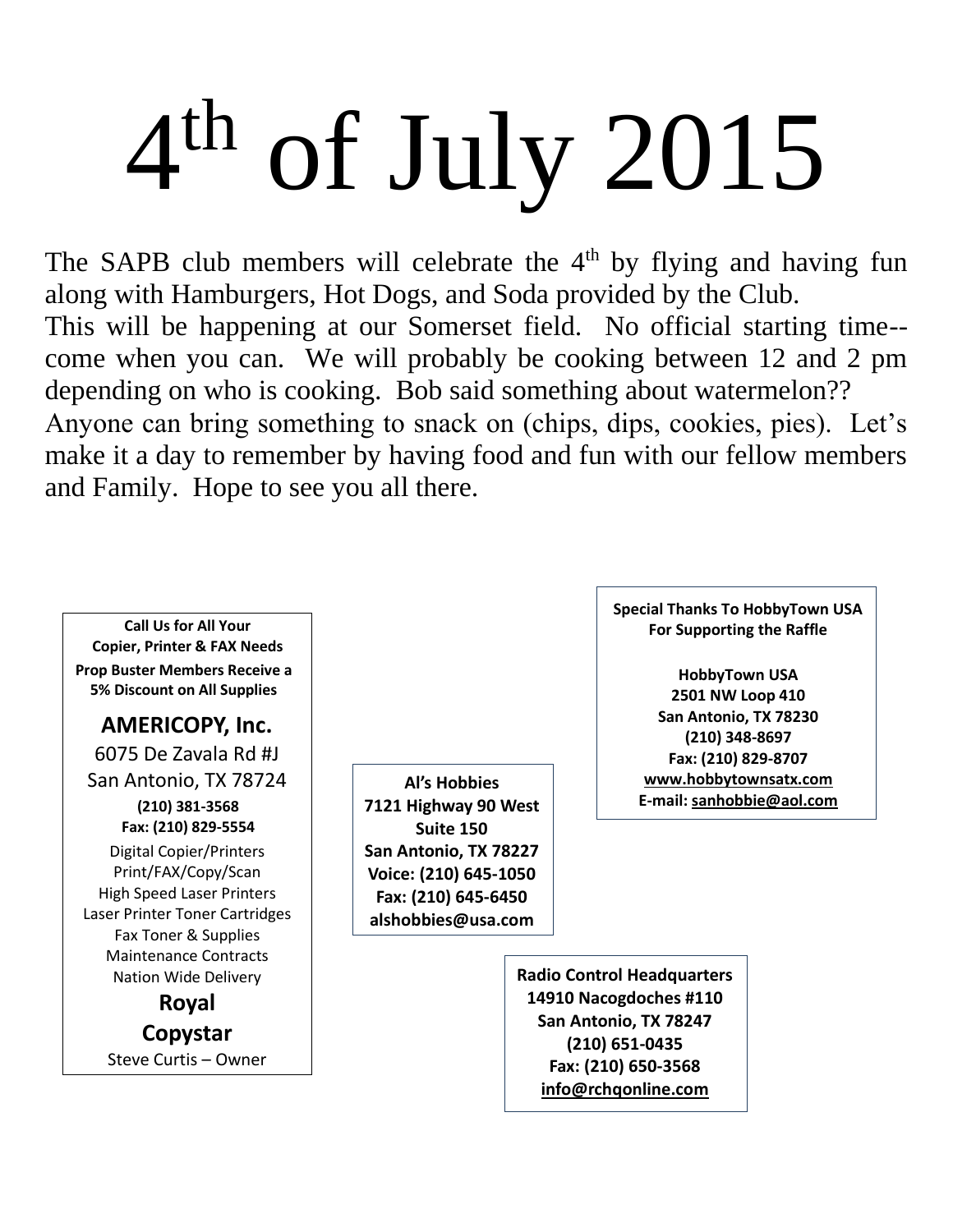# 4th of July 2015

The SAPB club members will celebrate the 4th by flying and having fun along with Hamburgers, Hot Dogs, and Soda provided by the Club.
This will be happening at our Somerset field. No official starting time--come when you can. We will probably be cooking between 12 and 2 pm depending on who is cooking. Bob said something about watermelon??
Anyone can bring something to snack on (chips, dips, cookies, pies). Let's make it a day to remember by having food and fun with our fellow members and Family. Hope to see you all there.

**Call Us for All Your Copier, Printer & FAX Needs**
**Prop Buster Members Receive a 5% Discount on All Supplies**

**AMERICOPY, Inc.**
6075 De Zavala Rd #J
San Antonio, TX 78724
**(210) 381-3568**
**Fax: (210) 829-5554**
Digital Copier/Printers
Print/FAX/Copy/Scan
High Speed Laser Printers
Laser Printer Toner Cartridges
Fax Toner & Supplies
Maintenance Contracts
Nation Wide Delivery
**Royal**
**Copystar**
Steve Curtis – Owner

**Al's Hobbies**
**7121 Highway 90 West**
**Suite 150**
**San Antonio, TX 78227**
**Voice: (210) 645-1050**
**Fax: (210) 645-6450**
**alshobbies@usa.com**

**Special Thanks To HobbyTown USA For Supporting the Raffle**

**HobbyTown USA**
**2501 NW Loop 410**
**San Antonio, TX 78230**
**(210) 348-8697**
**Fax: (210) 829-8707**
**www.hobbytownsatx.com**
**E-mail: sanhobbie@aol.com**

**Radio Control Headquarters**
**14910 Nacogdoches #110**
**San Antonio, TX 78247**
**(210) 651-0435**
**Fax: (210) 650-3568**
**info@rchqonline.com**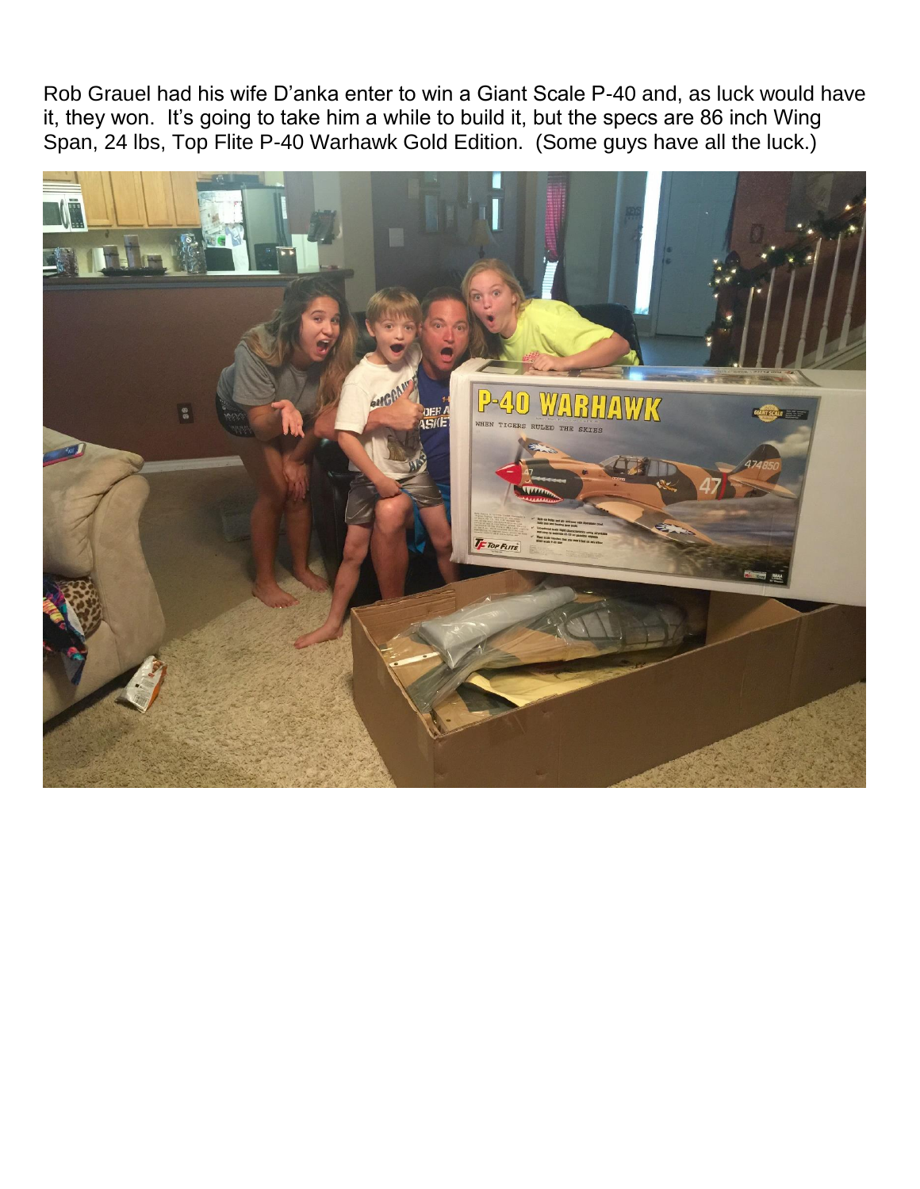Rob Grauel had his wife D'anka enter to win a Giant Scale P-40 and, as luck would have it, they won. It's going to take him a while to build it, but the specs are 86 inch Wing Span, 24 lbs, Top Flite P-40 Warhawk Gold Edition. (Some guys have all the luck.)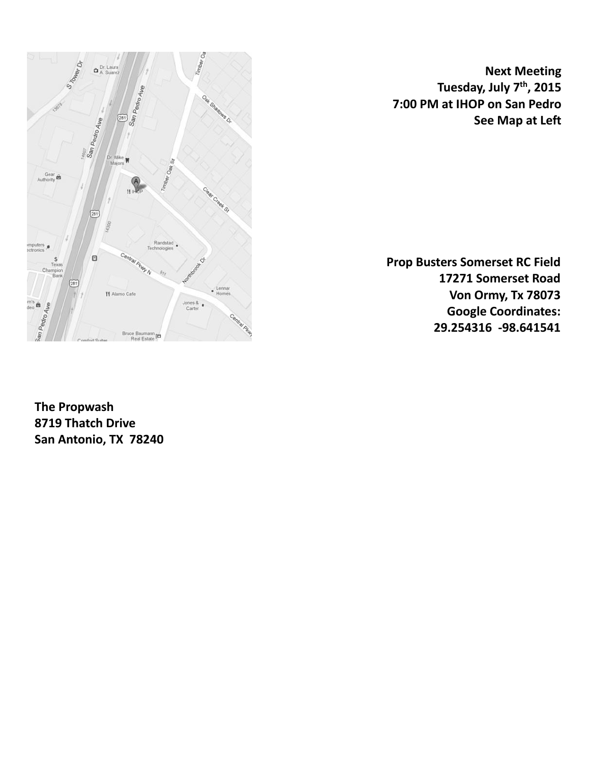**Next Meeting**
**Tuesday, July 7th, 2015**
**7:00 PM at IHOP on San Pedro**
**See Map at Left**

**Prop Busters Somerset RC Field**
**17271 Somerset Road**
**Von Ormy, Tx 78073**
**Google Coordinates:**
**29.254316 -98.641541**

**The Propwash**
**8719 Thatch Drive**
**San Antonio, TX 78240**